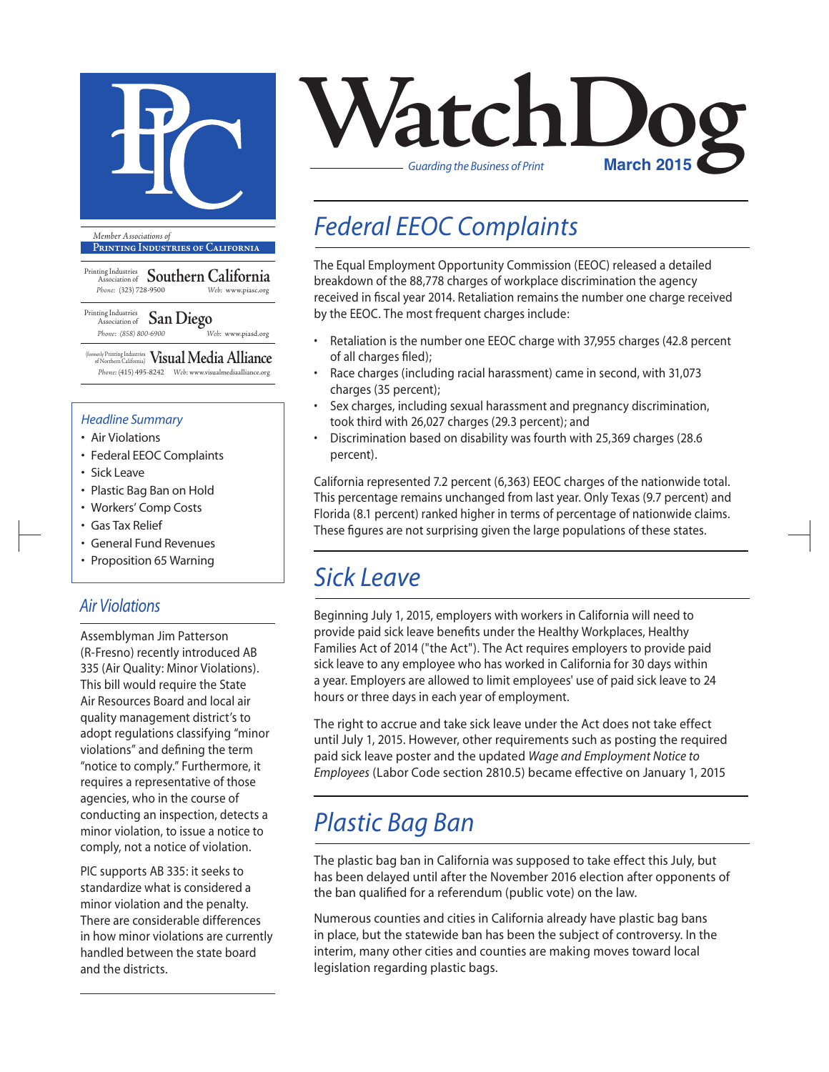# WatchDog

*Guarding the Business of Print*

**March 2015**

*Member Associations of*
**Printing Industries of California**

Printing Industries Association of **Southern California**
Phone: (323) 728-9500 Web: www.piasc.org

Printing Industries Association of **San Diego**
Phone: (858) 800-6900 Web: www.piasd.org

(formerly Printing Industries of Northern California) **Visual Media Alliance**
Phone: (415) 495-8242 Web: www.visualmediaalliance.org

### *Headline Summary*

- Air Violations
- Federal EEOC Complaints
- Sick Leave
- Plastic Bag Ban on Hold
- Workers' Comp Costs
- Gas Tax Relief
- General Fund Revenues
- Proposition 65 Warning

## *Air Violations*

Assemblyman Jim Patterson (R-Fresno) recently introduced AB 335 (Air Quality: Minor Violations). This bill would require the State Air Resources Board and local air quality management district's to adopt regulations classifying "minor violations" and defining the term "notice to comply." Furthermore, it requires a representative of those agencies, who in the course of conducting an inspection, detects a minor violation, to issue a notice to comply, not a notice of violation.

PIC supports AB 335: it seeks to standardize what is considered a minor violation and the penalty. There are considerable differences in how minor violations are currently handled between the state board and the districts.

## *Federal EEOC Complaints*

The Equal Employment Opportunity Commission (EEOC) released a detailed breakdown of the 88,778 charges of workplace discrimination the agency received in fiscal year 2014. Retaliation remains the number one charge received by the EEOC. The most frequent charges include:

- Retaliation is the number one EEOC charge with 37,955 charges (42.8 percent of all charges filed);
- Race charges (including racial harassment) came in second, with 31,073 charges (35 percent);
- Sex charges, including sexual harassment and pregnancy discrimination, took third with 26,027 charges (29.3 percent); and
- Discrimination based on disability was fourth with 25,369 charges (28.6 percent).

California represented 7.2 percent (6,363) EEOC charges of the nationwide total. This percentage remains unchanged from last year. Only Texas (9.7 percent) and Florida (8.1 percent) ranked higher in terms of percentage of nationwide claims. These figures are not surprising given the large populations of these states.

## *Sick Leave*

Beginning July 1, 2015, employers with workers in California will need to provide paid sick leave benefits under the Healthy Workplaces, Healthy Families Act of 2014 ("the Act"). The Act requires employers to provide paid sick leave to any employee who has worked in California for 30 days within a year. Employers are allowed to limit employees' use of paid sick leave to 24 hours or three days in each year of employment.

The right to accrue and take sick leave under the Act does not take effect until July 1, 2015. However, other requirements such as posting the required paid sick leave poster and the updated *Wage and Employment Notice to Employees* (Labor Code section 2810.5) became effective on January 1, 2015

## *Plastic Bag Ban*

The plastic bag ban in California was supposed to take effect this July, but has been delayed until after the November 2016 election after opponents of the ban qualified for a referendum (public vote) on the law.

Numerous counties and cities in California already have plastic bag bans in place, but the statewide ban has been the subject of controversy. In the interim, many other cities and counties are making moves toward local legislation regarding plastic bags.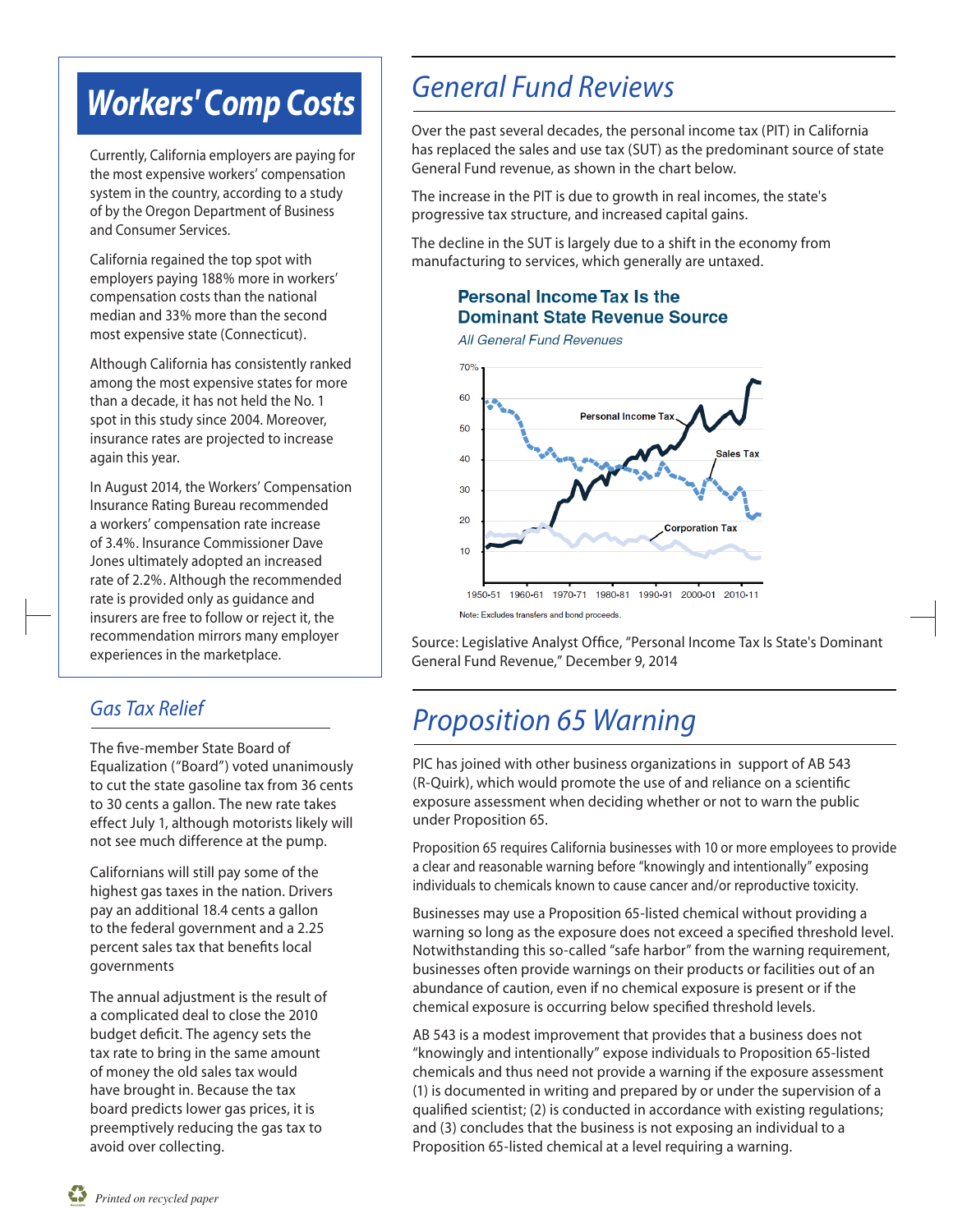## Workers' Comp Costs

Currently, California employers are paying for the most expensive workers' compensation system in the country, according to a study of by the Oregon Department of Business and Consumer Services.

California regained the top spot with employers paying 188% more in workers' compensation costs than the national median and 33% more than the second most expensive state (Connecticut).

Although California has consistently ranked among the most expensive states for more than a decade, it has not held the No. 1 spot in this study since 2004. Moreover, insurance rates are projected to increase again this year.

In August 2014, the Workers' Compensation Insurance Rating Bureau recommended a workers' compensation rate increase of 3.4%. Insurance Commissioner Dave Jones ultimately adopted an increased rate of 2.2%. Although the recommended rate is provided only as guidance and insurers are free to follow or reject it, the recommendation mirrors many employer experiences in the marketplace.

### Gas Tax Relief

The five-member State Board of Equalization ("Board") voted unanimously to cut the state gasoline tax from 36 cents to 30 cents a gallon. The new rate takes effect July 1, although motorists likely will not see much difference at the pump.

Californians will still pay some of the highest gas taxes in the nation. Drivers pay an additional 18.4 cents a gallon to the federal government and a 2.25 percent sales tax that benefits local governments

The annual adjustment is the result of a complicated deal to close the 2010 budget deficit. The agency sets the tax rate to bring in the same amount of money the old sales tax would have brought in. Because the tax board predicts lower gas prices, it is preemptively reducing the gas tax to avoid over collecting.

## General Fund Reviews

Over the past several decades, the personal income tax (PIT) in California has replaced the sales and use tax (SUT) as the predominant source of state General Fund revenue, as shown in the chart below.

The increase in the PIT is due to growth in real incomes, the state's progressive tax structure, and increased capital gains.

The decline in the SUT is largely due to a shift in the economy from manufacturing to services, which generally are untaxed.

**Personal Income Tax Is the Dominant State Revenue Source**

*All General Fund Revenues*

70%
60
50
40
30
20
10

Personal Income Tax
Sales Tax
Corporation Tax

1950-51 1960-61 1970-71 1980-81 1990-91 2000-01 2010-11

Note: Excludes transfers and bond proceeds.

Source: Legislative Analyst Office, "Personal Income Tax Is State's Dominant General Fund Revenue," December 9, 2014

## Proposition 65 Warning

PIC has joined with other business organizations in support of AB 543 (R-Quirk), which would promote the use of and reliance on a scientific exposure assessment when deciding whether or not to warn the public under Proposition 65.

Proposition 65 requires California businesses with 10 or more employees to provide a clear and reasonable warning before "knowingly and intentionally" exposing individuals to chemicals known to cause cancer and/or reproductive toxicity.

Businesses may use a Proposition 65-listed chemical without providing a warning so long as the exposure does not exceed a specified threshold level. Notwithstanding this so-called "safe harbor" from the warning requirement, businesses often provide warnings on their products or facilities out of an abundance of caution, even if no chemical exposure is present or if the chemical exposure is occurring below specified threshold levels.

AB 543 is a modest improvement that provides that a business does not "knowingly and intentionally" expose individuals to Proposition 65-listed chemicals and thus need not provide a warning if the exposure assessment (1) is documented in writing and prepared by or under the supervision of a qualified scientist; (2) is conducted in accordance with existing regulations; and (3) concludes that the business is not exposing an individual to a Proposition 65-listed chemical at a level requiring a warning.

*Printed on recycled paper*